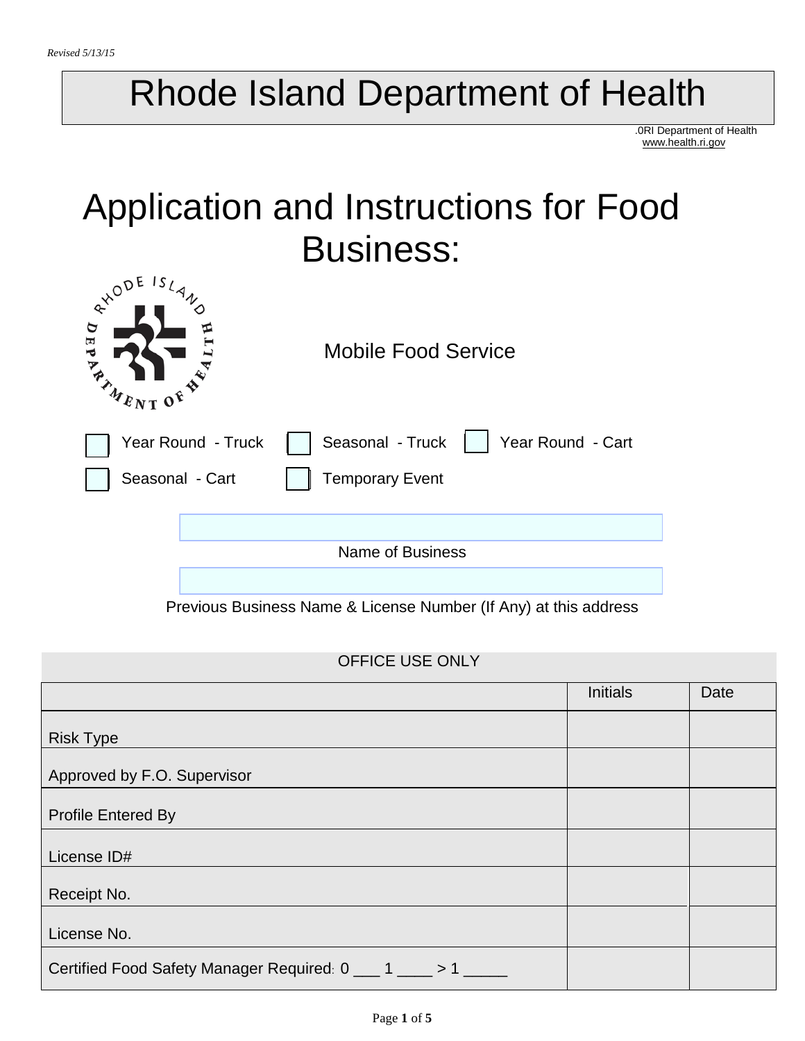*Revised 5/13/15*

# Rhode Island Department of Health

.0RI Department of Health
www.health.ri.gov

# Application and Instructions for Food Business:

## Mobile Food Service

☐ Year Round - Truck ☐ Seasonal - Truck ☐ Year Round - Cart

☐ Seasonal - Cart ☐ Temporary Event

Name of Business

Previous Business Name & License Number (If Any) at this address

| OFFICE USE ONLY | | |
|---|---|---|
| | Initials | Date |
| Risk Type | | |
| Approved by F.O. Supervisor | | |
| Profile Entered By | | |
| License ID# | | |
| Receipt No. | | |
| License No. | | |
| Certified Food Safety Manager Required: 0 ___ 1 ____ > 1 _____ | | |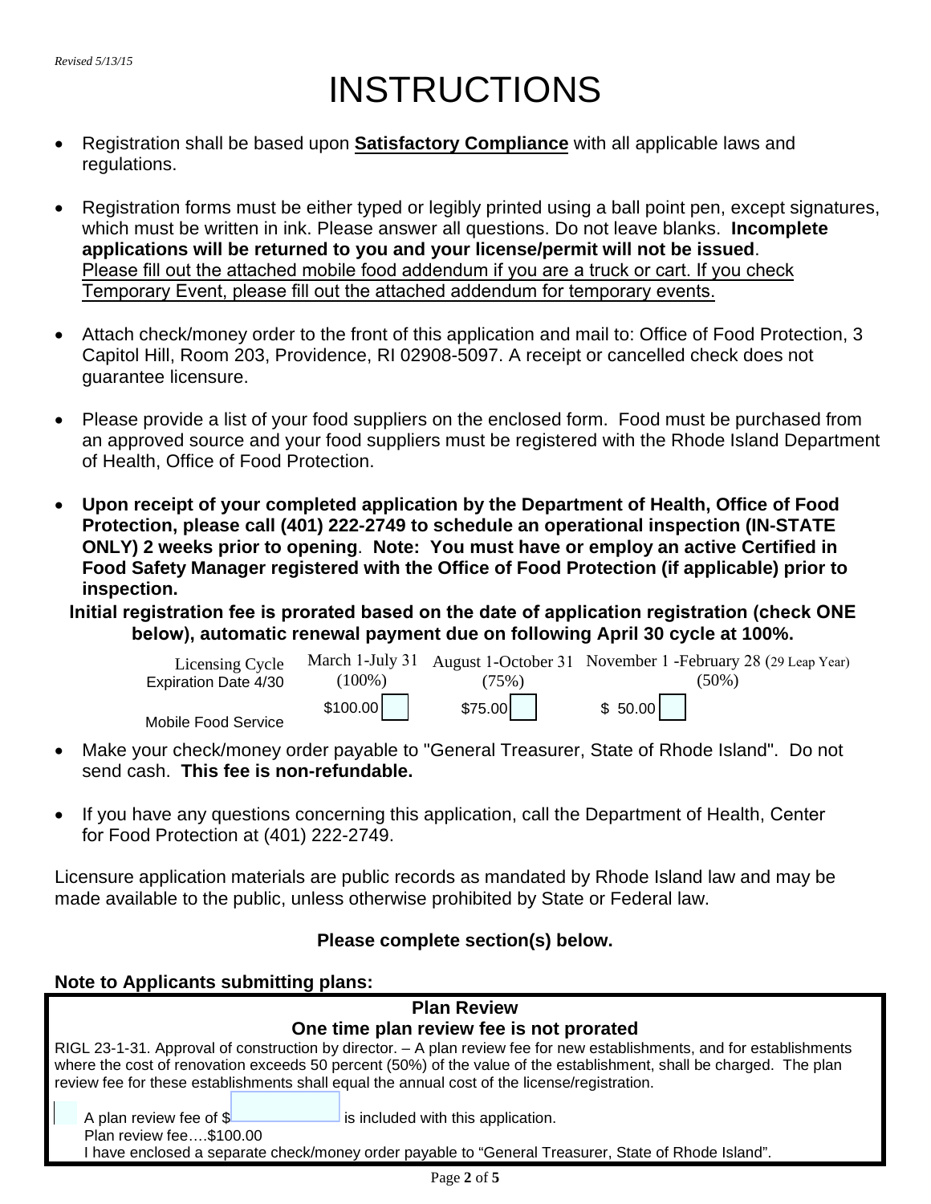*Revised 5/13/15*

# INSTRUCTIONS

- Registration shall be based upon **Satisfactory Compliance** with all applicable laws and regulations.
- Registration forms must be either typed or legibly printed using a ball point pen, except signatures, which must be written in ink. Please answer all questions. Do not leave blanks. **Incomplete applications will be returned to you and your license/permit will not be issued**. Please fill out the attached mobile food addendum if you are a truck or cart. If you check Temporary Event, please fill out the attached addendum for temporary events.
- Attach check/money order to the front of this application and mail to: Office of Food Protection, 3 Capitol Hill, Room 203, Providence, RI 02908-5097. A receipt or cancelled check does not guarantee licensure.
- Please provide a list of your food suppliers on the enclosed form. Food must be purchased from an approved source and your food suppliers must be registered with the Rhode Island Department of Health, Office of Food Protection.
- **Upon receipt of your completed application by the Department of Health, Office of Food Protection, please call (401) 222-2749 to schedule an operational inspection (IN-STATE ONLY) 2 weeks prior to opening**. **Note: You must have or employ an active Certified in Food Safety Manager registered with the Office of Food Protection (if applicable) prior to inspection.**

**Initial registration fee is prorated based on the date of application registration (check ONE below), automatic renewal payment due on following April 30 cycle at 100%.**

| Licensing Cycle Expiration Date 4/30 | March 1-July 31 (100%) | August 1-October 31 (75%) | November 1 -February 28 (29 Leap Year) (50%) |
|---|---|---|---|
| Mobile Food Service | $100.00 ☐ | $75.00 ☐ | $ 50.00 ☐ |

- Make your check/money order payable to "General Treasurer, State of Rhode Island". Do not send cash. **This fee is non-refundable.**
- If you have any questions concerning this application, call the Department of Health, Center for Food Protection at (401) 222-2749.

Licensure application materials are public records as mandated by Rhode Island law and may be made available to the public, unless otherwise prohibited by State or Federal law.

**Please complete section(s) below.**

**Note to Applicants submitting plans:**

**Plan Review**

**One time plan review fee is not prorated**

RIGL 23-1-31. Approval of construction by director. – A plan review fee for new establishments, and for establishments where the cost of renovation exceeds 50 percent (50%) of the value of the establishment, shall be charged. The plan review fee for these establishments shall equal the annual cost of the license/registration.

☐ A plan review fee of $\_\_\_\_\_\_\_\_ is included with this application.
Plan review fee….$100.00
I have enclosed a separate check/money order payable to "General Treasurer, State of Rhode Island".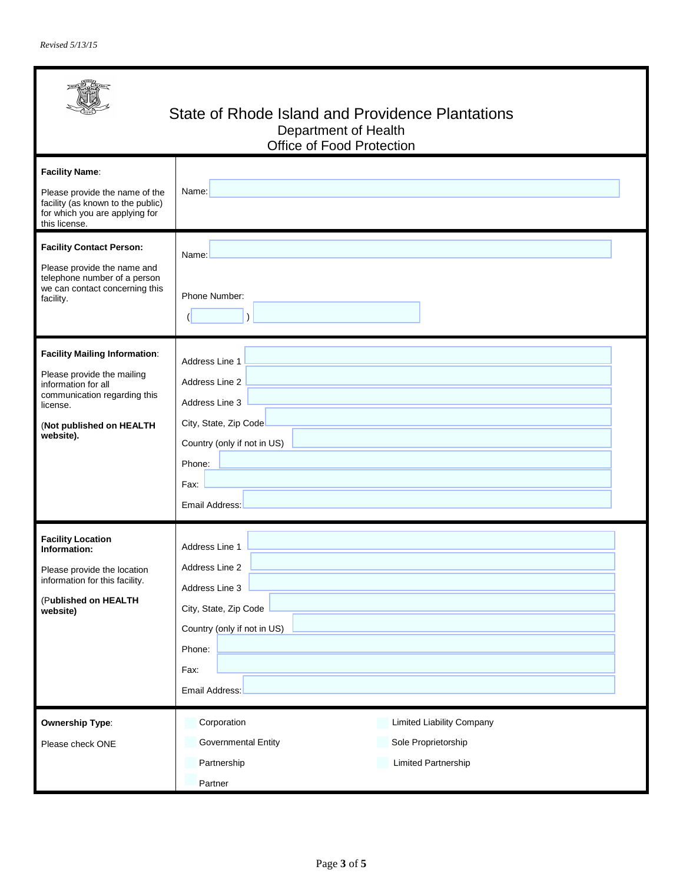*Revised 5/13/15*

# State of Rhode Island and Providence Plantations
## Department of Health
## Office of Food Protection

| | |
|---|---|
| **Facility Name**:<br><br>Please provide the name of the facility (as known to the public) for which you are applying for this license. | Name: |
| **Facility Contact Person:**<br><br>Please provide the name and telephone number of a person we can contact concerning this facility. | Name:<br><br>Phone Number:<br><br>(    ) |
| **Facility Mailing Information**:<br><br>Please provide the mailing information for all communication regarding this license.<br><br>(**Not published on HEALTH website).** | Address Line 1<br>Address Line 2<br>Address Line 3<br>City, State, Zip Code<br>Country (only if not in US)<br>Phone:<br>Fax:<br>Email Address: |
| **Facility Location Information:**<br><br>Please provide the location information for this facility.<br><br>(**Published on HEALTH website)** | Address Line 1<br>Address Line 2<br>Address Line 3<br>City, State, Zip Code<br>Country (only if not in US)<br>Phone:<br>Fax:<br>Email Address: |
| **Ownership Type**:<br><br>Please check ONE | ☐ Corporation<br>☐ Limited Liability Company<br>☐ Governmental Entity<br>☐ Sole Proprietorship<br>☐ Partnership<br>☐ Limited Partnership<br>☐ Partner |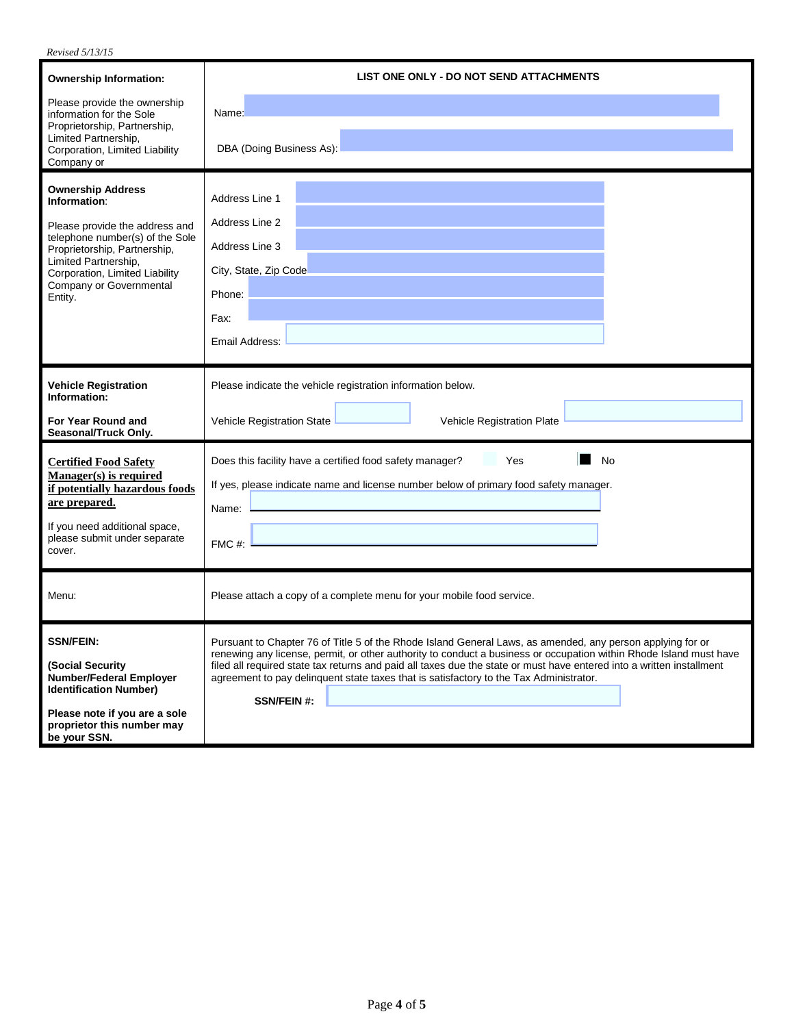*Revised 5/13/15*

| | |
|---|---|
| **Ownership Information:**<br><br>Please provide the ownership information for the Sole Proprietorship, Partnership, Limited Partnership, Corporation, Limited Liability Company or | **LIST ONE ONLY - DO NOT SEND ATTACHMENTS**<br><br>Name:<br><br>DBA (Doing Business As): |
| **Ownership Address Information**:<br><br>Please provide the address and telephone number(s) of the Sole Proprietorship, Partnership, Limited Partnership, Corporation, Limited Liability Company or Governmental Entity. | Address Line 1<br><br>Address Line 2<br><br>Address Line 3<br><br>City, State, Zip Code<br><br>Phone:<br><br>Fax:<br><br>Email Address: |
| **Vehicle Registration Information:**<br><br>**For Year Round and Seasonal/Truck Only.** | Please indicate the vehicle registration information below.<br><br>Vehicle Registration State Vehicle Registration Plate |
| **Certified Food Safety Manager(s) is required if potentially hazardous foods are prepared.**<br><br>If you need additional space, please submit under separate cover. | Does this facility have a certified food safety manager? ☐ Yes ☒ No<br><br>If yes, please indicate name and license number below of primary food safety manager.<br><br>Name:<br><br>FMC #: |
| Menu: | Please attach a copy of a complete menu for your mobile food service. |
| **SSN/FEIN:**<br><br>**(Social Security Number/Federal Employer Identification Number)**<br><br>**Please note if you are a sole proprietor this number may be your SSN.** | Pursuant to Chapter 76 of Title 5 of the Rhode Island General Laws, as amended, any person applying for or renewing any license, permit, or other authority to conduct a business or occupation within Rhode Island must have filed all required state tax returns and paid all taxes due the state or must have entered into a written installment agreement to pay delinquent state taxes that is satisfactory to the Tax Administrator.<br><br>**SSN/FEIN #:** |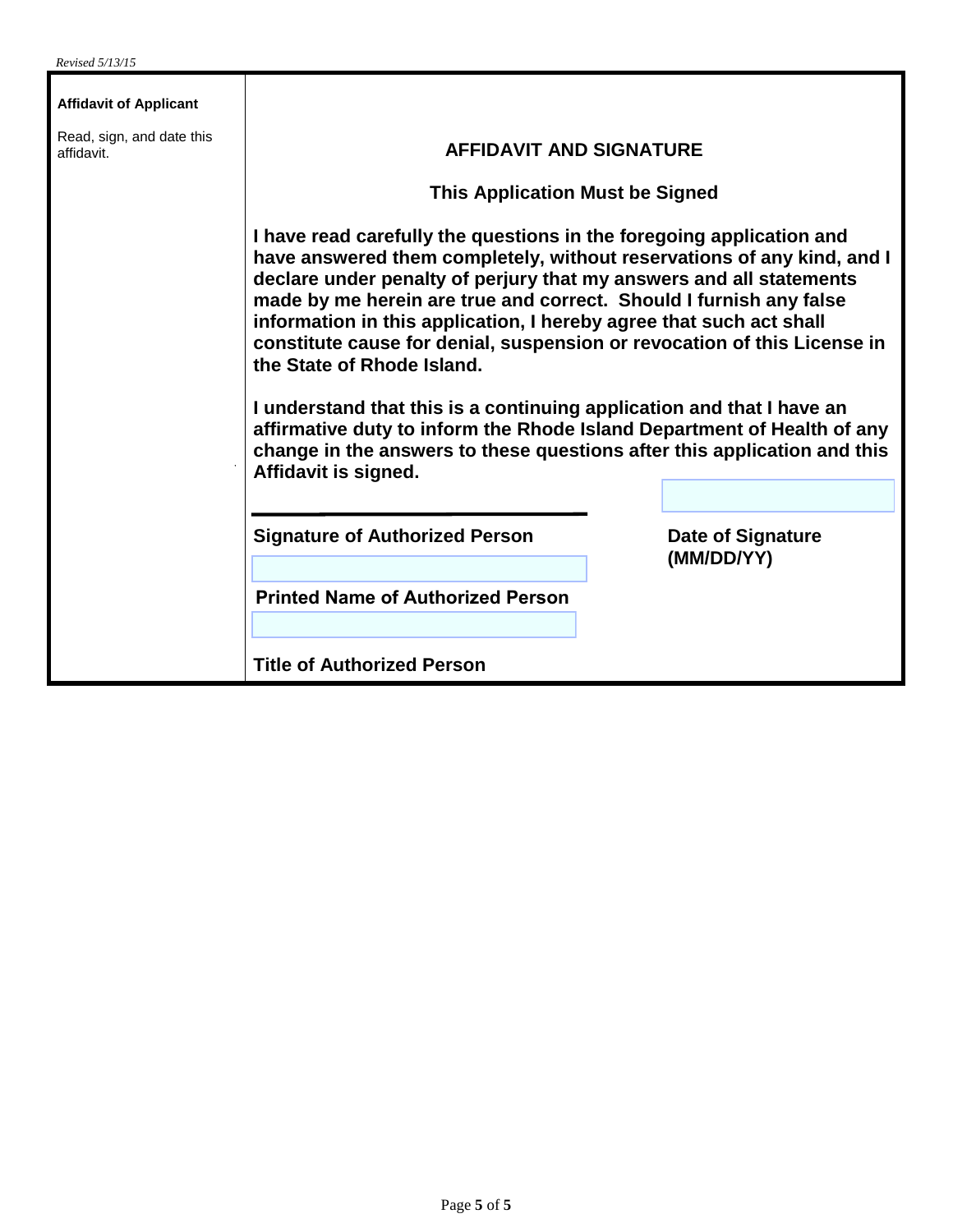Revised 5/13/15

**Affidavit of Applicant**

Read, sign, and date this affidavit.

## AFFIDAVIT AND SIGNATURE

### This Application Must be Signed

**I have read carefully the questions in the foregoing application and have answered them completely, without reservations of any kind, and I declare under penalty of perjury that my answers and all statements made by me herein are true and correct. Should I furnish any false information in this application, I hereby agree that such act shall constitute cause for denial, suspension or revocation of this License in the State of Rhode Island.**

**I understand that this is a continuing application and that I have an affirmative duty to inform the Rhode Island Department of Health of any change in the answers to these questions after this application and this Affidavit is signed.**

**Signature of Authorized Person** ______________________

**Date of Signature (MM/DD/YY)** ______________________

**Printed Name of Authorized Person** ______________________

**Title of Authorized Person** ______________________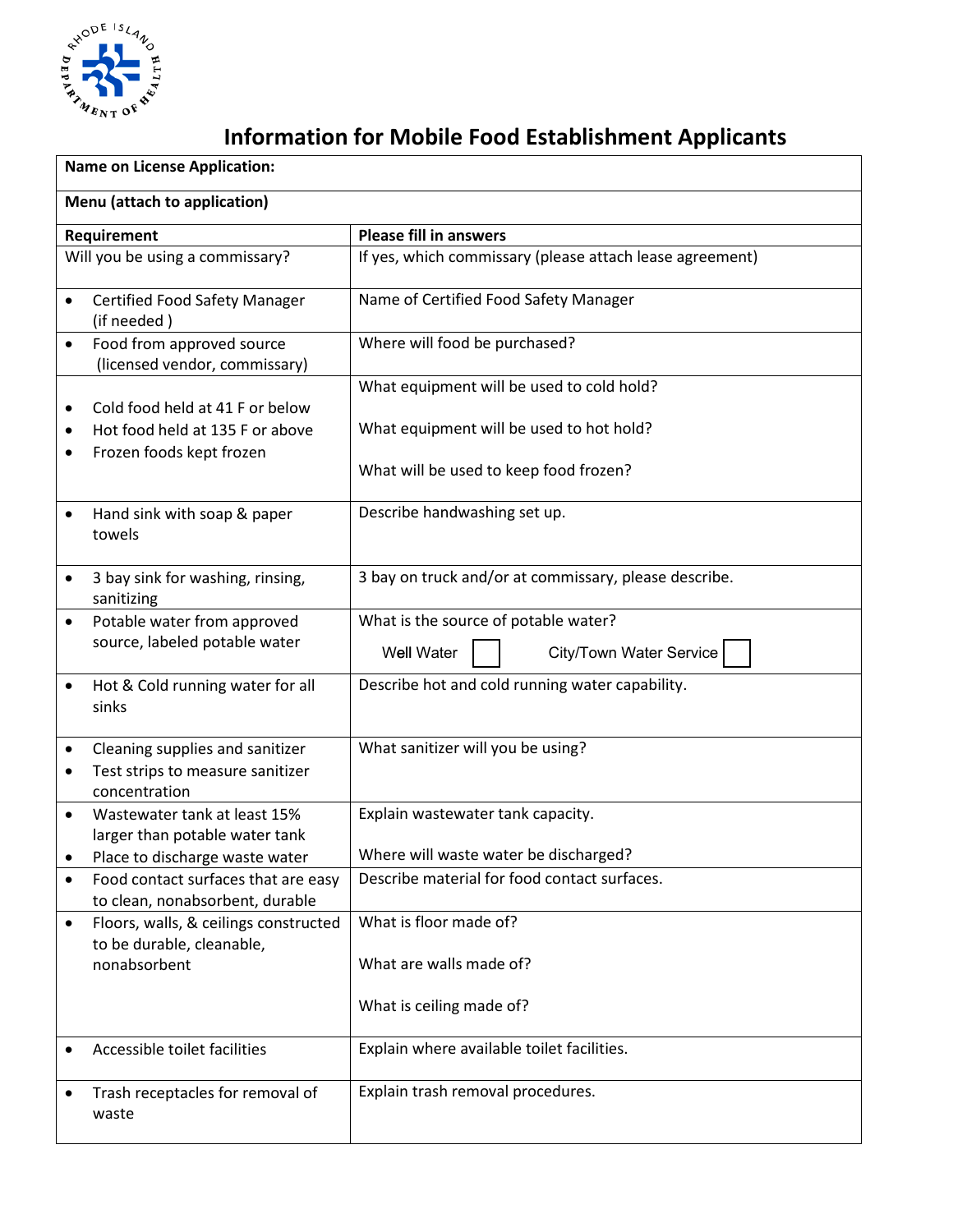# Information for Mobile Food Establishment Applicants

| Name on License Application: | |
|---|---|
| **Menu (attach to application)** | |
| **Requirement** | **Please fill in answers** |
| Will you be using a commissary? | If yes, which commissary (please attach lease agreement) |
| • Certified Food Safety Manager (if needed ) | Name of Certified Food Safety Manager |
| • Food from approved source (licensed vendor, commissary) | Where will food be purchased? |
| • Cold food held at 41 F or below<br>• Hot food held at 135 F or above<br>• Frozen foods kept frozen | What equipment will be used to cold hold?<br><br>What equipment will be used to hot hold?<br><br>What will be used to keep food frozen? |
| • Hand sink with soap & paper towels | Describe handwashing set up. |
| • 3 bay sink for washing, rinsing, sanitizing | 3 bay on truck and/or at commissary, please describe. |
| • Potable water from approved source, labeled potable water | What is the source of potable water?<br><br>Well Water ☐ City/Town Water Service ☐ |
| • Hot & Cold running water for all sinks | Describe hot and cold running water capability. |
| • Cleaning supplies and sanitizer<br>• Test strips to measure sanitizer concentration | What sanitizer will you be using? |
| • Wastewater tank at least 15% larger than potable water tank<br>• Place to discharge waste water | Explain wastewater tank capacity.<br><br>Where will waste water be discharged? |
| • Food contact surfaces that are easy to clean, nonabsorbent, durable | Describe material for food contact surfaces. |
| • Floors, walls, & ceilings constructed to be durable, cleanable, nonabsorbent | What is floor made of?<br><br>What are walls made of?<br><br>What is ceiling made of? |
| • Accessible toilet facilities | Explain where available toilet facilities. |
| • Trash receptacles for removal of waste | Explain trash removal procedures. |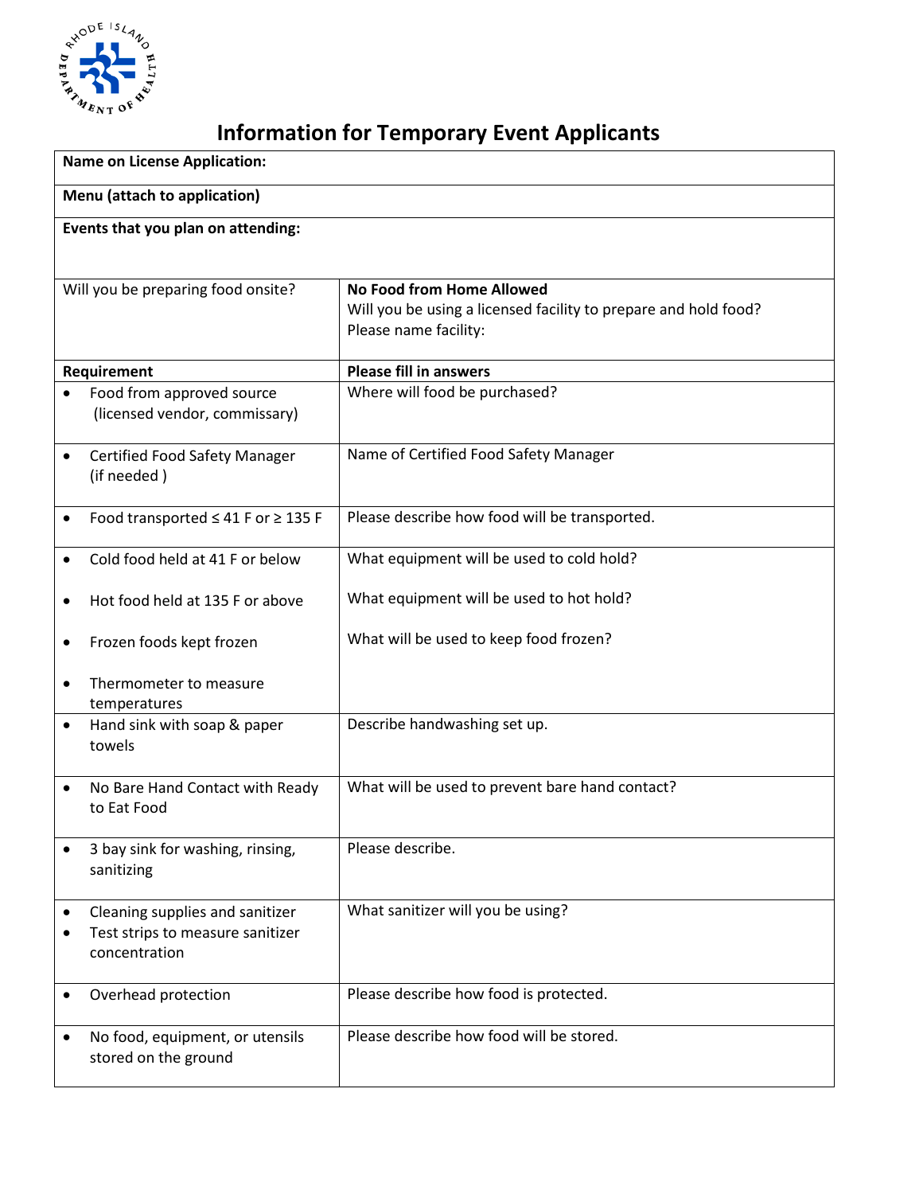# Information for Temporary Event Applicants

| | |
|---|---|
| **Name on License Application:** | |
| **Menu (attach to application)** | |
| **Events that you plan on attending:** | |
| Will you be preparing food onsite? | **No Food from Home Allowed**<br>Will you be using a licensed facility to prepare and hold food?<br>Please name facility: |
| **Requirement** | **Please fill in answers** |
| • Food from approved source (licensed vendor, commissary) | Where will food be purchased? |
| • Certified Food Safety Manager (if needed ) | Name of Certified Food Safety Manager |
| • Food transported ≤ 41 F or ≥ 135 F | Please describe how food will be transported. |
| • Cold food held at 41 F or below<br>• Hot food held at 135 F or above<br>• Frozen foods kept frozen<br>• Thermometer to measure temperatures | What equipment will be used to cold hold?<br>What equipment will be used to hot hold?<br>What will be used to keep food frozen? |
| • Hand sink with soap & paper towels | Describe handwashing set up. |
| • No Bare Hand Contact with Ready to Eat Food | What will be used to prevent bare hand contact? |
| • 3 bay sink for washing, rinsing, sanitizing | Please describe. |
| • Cleaning supplies and sanitizer<br>• Test strips to measure sanitizer concentration | What sanitizer will you be using? |
| • Overhead protection | Please describe how food is protected. |
| • No food, equipment, or utensils stored on the ground | Please describe how food will be stored. |